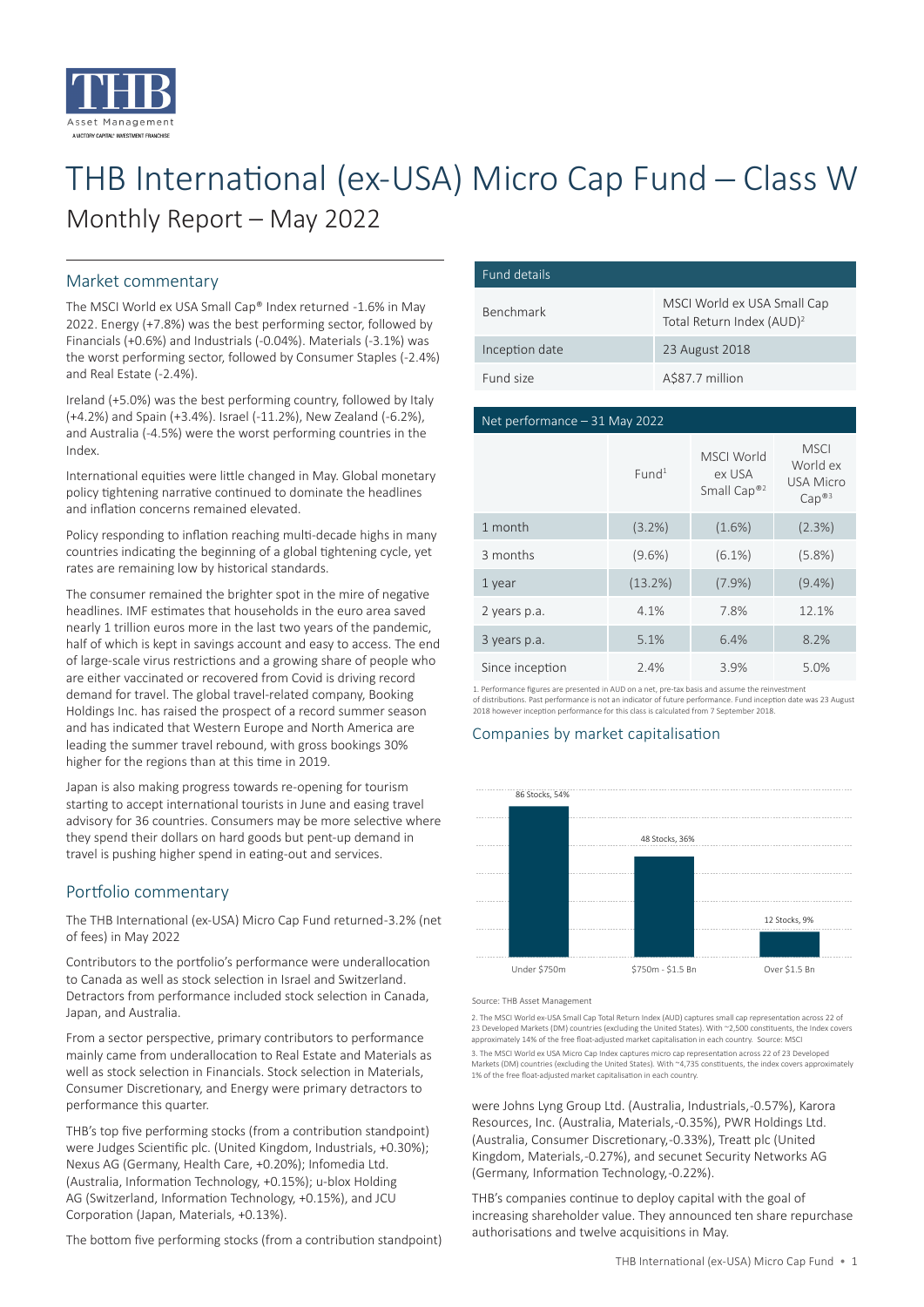# THB International (ex-USA) Micro Cap Fund – Class W

## Monthly Report – May 2022

### Market commentary

The MSCI World ex USA Small Cap® Index returned -1.6% in May 2022. Energy (+7.8%) was the best performing sector, followed by Financials (+0.6%) and Industrials (-0.04%). Materials (-3.1%) was the worst performing sector, followed by Consumer Staples (-2.4%) and Real Estate (-2.4%).

Ireland (+5.0%) was the best performing country, followed by Italy (+4.2%) and Spain (+3.4%). Israel (-11.2%), New Zealand (-6.2%), and Australia (-4.5%) were the worst performing countries in the Index.

International equities were little changed in May. Global monetary policy tightening narrative continued to dominate the headlines and inflation concerns remained elevated.

Policy responding to inflation reaching multi-decade highs in many countries indicating the beginning of a global tightening cycle, yet rates are remaining low by historical standards.

The consumer remained the brighter spot in the mire of negative headlines. IMF estimates that households in the euro area saved nearly 1 trillion euros more in the last two years of the pandemic, half of which is kept in savings account and easy to access. The end of large-scale virus restrictions and a growing share of people who are either vaccinated or recovered from Covid is driving record demand for travel. The global travel-related company, Booking Holdings Inc. has raised the prospect of a record summer season and has indicated that Western Europe and North America are leading the summer travel rebound, with gross bookings 30% higher for the regions than at this time in 2019.

Japan is also making progress towards re-opening for tourism starting to accept international tourists in June and easing travel advisory for 36 countries. Consumers may be more selective where they spend their dollars on hard goods but pent-up demand in travel is pushing higher spend in eating-out and services.

### Portfolio commentary

The THB International (ex-USA) Micro Cap Fund returned-3.2% (net of fees) in May 2022

Contributors to the portfolio's performance were underallocation to Canada as well as stock selection in Israel and Switzerland. Detractors from performance included stock selection in Canada, Japan, and Australia.

From a sector perspective, primary contributors to performance mainly came from underallocation to Real Estate and Materials as well as stock selection in Financials. Stock selection in Materials, Consumer Discretionary, and Energy were primary detractors to performance this quarter.

THB's top five performing stocks (from a contribution standpoint) were Judges Scientific plc. (United Kingdom, Industrials, +0.30%); Nexus AG (Germany, Health Care, +0.20%); Infomedia Ltd. (Australia, Information Technology, +0.15%); u-blox Holding AG (Switzerland, Information Technology, +0.15%), and JCU Corporation (Japan, Materials, +0.13%).

The bottom five performing stocks (from a contribution standpoint) were Johns Lyng Group Ltd. (Australia, Industrials,-0.57%), Karora Resources, Inc. (Australia, Materials,-0.35%), PWR Holdings Ltd. (Australia, Consumer Discretionary,-0.33%), Treatt plc (United Kingdom, Materials,-0.27%), and secunet Security Networks AG (Germany, Information Technology,-0.22%).

THB's companies continue to deploy capital with the goal of increasing shareholder value. They announced ten share repurchase authorisations and twelve acquisitions in May.

| Fund details | |
|---|---|
| Benchmark | MSCI World ex USA Small Cap Total Return Index (AUD)[2] |
| Inception date | 23 August 2018 |
| Fund size | A$87.7 million |

| Net performance – 31 May 2022 | Fund[1] | MSCI World ex USA Small Cap®[2] | MSCI World ex USA Micro Cap®[3] |
|---|---|---|---|
| 1 month | (3.2%) | (1.6%) | (2.3%) |
| 3 months | (9.6%) | (6.1%) | (5.8%) |
| 1 year | (13.2%) | (7.9%) | (9.4%) |
| 2 years p.a. | 4.1% | 7.8% | 12.1% |
| 3 years p.a. | 5.1% | 6.4% | 8.2% |
| Since inception | 2.4% | 3.9% | 5.0% |

1. Performance figures are presented in AUD on a net, pre-tax basis and assume the reinvestment of distributions. Past performance is not an indicator of future performance. Fund inception date was 23 August 2018 however inception performance for this class is calculated from 7 September 2018.

### Companies by market capitalisation

| Market capitalisation | Stocks | % |
|---|---|---|
| Under $750m | 86 Stocks | 54% |
| $750m - $1.5 Bn | 48 Stocks | 36% |
| Over $1.5 Bn | 12 Stocks | 9% |

Source: THB Asset Management

2. The MSCI World ex-USA Small Cap Total Return Index (AUD) captures small cap representation across 22 of 23 Developed Markets (DM) countries (excluding the United States). With ~2,500 constituents, the Index covers approximately 14% of the free float-adjusted market capitalisation in each country. Source: MSCI

3. The MSCI World ex USA Micro Cap Index captures micro cap representation across 22 of 23 Developed Markets (DM) countries (excluding the United States). With ~4,735 constituents, the index covers approximately 1% of the free float-adjusted market capitalisation in each country.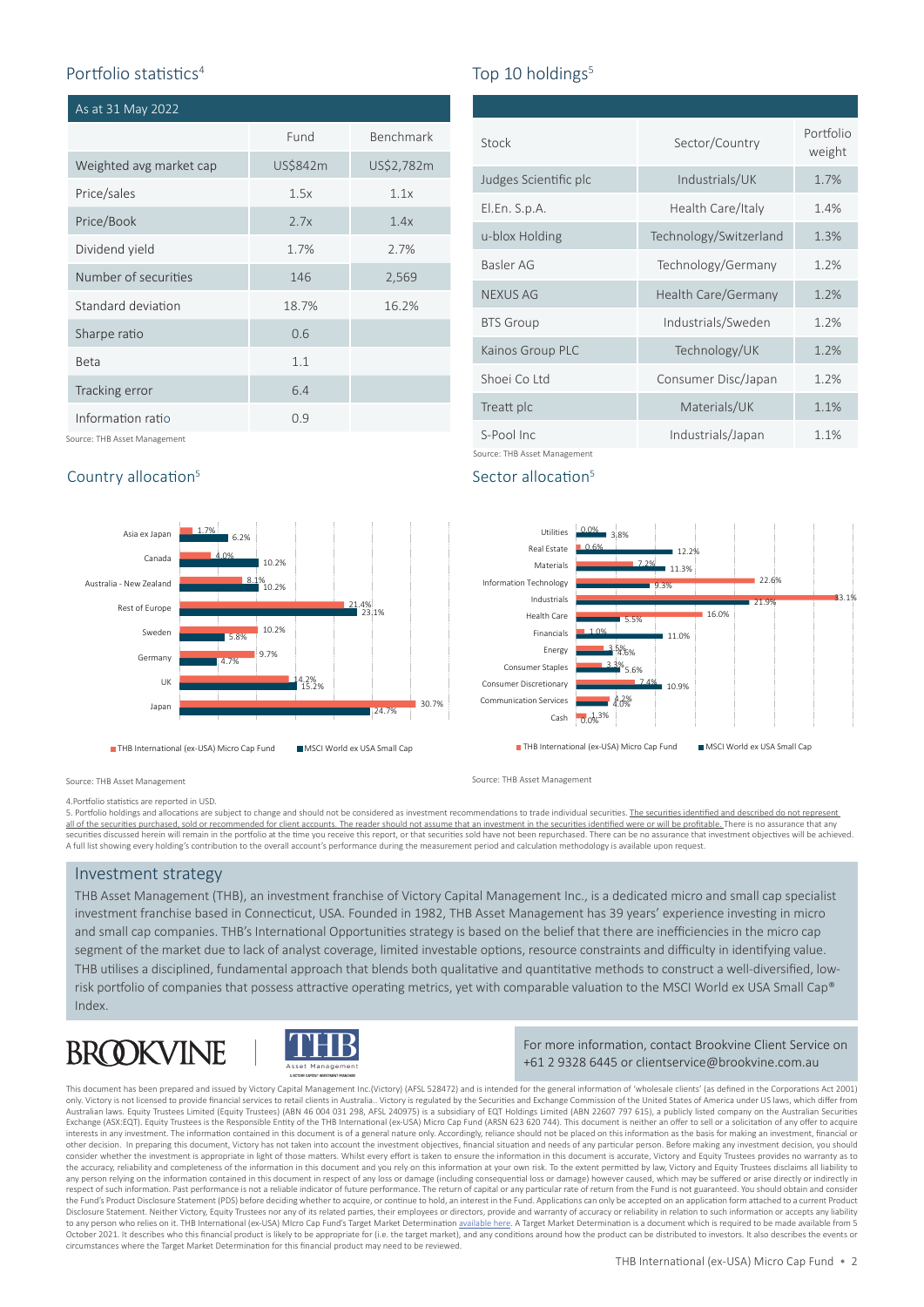## Portfolio statistics[4]

| As at 31 May 2022 | Fund | Benchmark |
|---|---|---|
| Weighted avg market cap | US$842m | US$2,782m |
| Price/sales | 1.5x | 1.1x |
| Price/Book | 2.7x | 1.4x |
| Dividend yield | 1.7% | 2.7% |
| Number of securities | 146 | 2,569 |
| Standard deviation | 18.7% | 16.2% |
| Sharpe ratio | 0.6 | |
| Beta | 1.1 | |
| Tracking error | 6.4 | |
| Information ratio | 0.9 | |

Source: THB Asset Management

## Top 10 holdings[5]

| Stock | Sector/Country | Portfolio weight |
|---|---|---|
| Judges Scientific plc | Industrials/UK | 1.7% |
| El.En. S.p.A. | Health Care/Italy | 1.4% |
| u-blox Holding | Technology/Switzerland | 1.3% |
| Basler AG | Technology/Germany | 1.2% |
| NEXUS AG | Health Care/Germany | 1.2% |
| BTS Group | Industrials/Sweden | 1.2% |
| Kainos Group PLC | Technology/UK | 1.2% |
| Shoei Co Ltd | Consumer Disc/Japan | 1.2% |
| Treatt plc | Materials/UK | 1.1% |
| S-Pool Inc | Industrials/Japan | 1.1% |

Source: THB Asset Management

## Country allocation[5]

Asia ex Japan 1.7% 6.2%
Canada 4.0% 10.2%
Australia - New Zealand 8.1% 10.2%
Rest of Europe 21.4% 23.1%
Sweden 10.2% 5.8%
Germany 9.7% 4.7%
UK 14.2% 15.2%
Japan 30.7% 24.7%

THB International (ex-USA) Micro Cap Fund
MSCI World ex USA Small Cap

Source: THB Asset Management

## Sector allocation[5]

Utilities 0.0% 3.8%
Real Estate 0.6% 12.2%
Materials 7.2% 11.3%
Information Technology 22.6% 9.3%
Industrials 33.1% 21.9%
Health Care 16.0% 5.5%
Financials 1.0% 11.0%
Energy 3.5% 4.6%
Consumer Staples 3.3% 5.6%
Consumer Discretionary 7.4% 10.9%
Communication Services 4.2% 4.0%
Cash 1.3% 0.0%

THB International (ex-USA) Micro Cap Fund
MSCI World ex USA Small Cap

Source: THB Asset Management

4.Portfolio statistics are reported in USD.
5. Portfolio holdings and allocations are subject to change and should not be considered as investment recommendations to trade individual securities. The securities identified and described do not represent all of the securities purchased, sold or recommended for client accounts. The reader should not assume that an investment in the securities identified were or will be profitable. There is no assurance that any securities discussed herein will remain in the portfolio at the time you receive this report, or that securities sold have not been repurchased. There can be no assurance that investment objectives will be achieved. A full list showing every holding's contribution to the overall account's performance during the measurement period and calculation methodology is available upon request.

## Investment strategy

THB Asset Management (THB), an investment franchise of Victory Capital Management Inc., is a dedicated micro and small cap specialist investment franchise based in Connecticut, USA. Founded in 1982, THB Asset Management has 39 years' experience investing in micro and small cap companies. THB's International Opportunities strategy is based on the belief that there are inefficiencies in the micro cap segment of the market due to lack of analyst coverage, limited investable options, resource constraints and difficulty in identifying value. THB utilises a disciplined, fundamental approach that blends both qualitative and quantitative methods to construct a well-diversified, low-risk portfolio of companies that possess attractive operating metrics, yet with comparable valuation to the MSCI World ex USA Small Cap® Index.

BROOKVINE | THB Asset Management A VICTORY CAPITAL® INVESTMENT FRANCHISE

For more information, contact Brookvine Client Service on +61 2 9328 6445 or clientservice@brookvine.com.au

This document has been prepared and issued by Victory Capital Management Inc.(Victory) (AFSL 528472) and is intended for the general information of 'wholesale clients' (as defined in the Corporations Act 2001) only. Victory is not licensed to provide financial services to retail clients in Australia.. Victory is regulated by the Securities and Exchange Commission of the United States of America under US laws, which differ from Australian laws. Equity Trustees Limited (Equity Trustees) (ABN 46 004 031 298, AFSL 240975) is a subsidiary of EQT Holdings Limited (ABN 22607 797 615), a publicly listed company on the Australian Securities Exchange (ASX:EQT). Equity Trustees is the Responsible Entity of the THB International (ex-USA) Micro Cap Fund (ARSN 623 620 744). This document is neither an offer to sell or a solicitation of any offer to acquire interests in any investment. The information contained in this document is of a general nature only. Accordingly, reliance should not be placed on this information as the basis for making an investment, financial or other decision. In preparing this document, Victory has not taken into account the investment objectives, financial situation and needs of any particular person. Before making any investment decision, you should consider whether the investment is appropriate in light of those matters. Whilst every effort is taken to ensure the information in this document is accurate, Victory and Equity Trustees provides no warranty as to the accuracy, reliability and completeness of the information in this document and you rely on this information at your own risk. To the extent permitted by law, Victory and Equity Trustees disclaims all liability to any person relying on the information contained in this document in respect of any loss or damage (including consequential loss or damage) however caused, which may be suffered or arise directly or indirectly in respect of such information. Past performance is not a reliable indicator of future performance. The return of capital or any particular rate of return from the Fund is not guaranteed. You should obtain and consider the Fund's Product Disclosure Statement (PDS) before deciding whether to acquire, or continue to hold, an interest in the Fund. Applications can only be accepted on an application form attached to a current Product Disclosure Statement. Neither Victory, Equity Trustees nor any of its related parties, their employees or directors, provide and warranty of accuracy or reliability in relation to such information or accepts any liability to any person who relies on it. THB International (ex-USA) Micro Cap Fund's Target Market Determination available here. A Target Market Determination is a document which is required to be made available from 5 October 2021. It describes who this financial product is likely to be appropriate for (i.e. the target market), and any conditions around how the product can be distributed to investors. It also describes the events or circumstances where the Target Market Determination for this financial product may need to be reviewed.